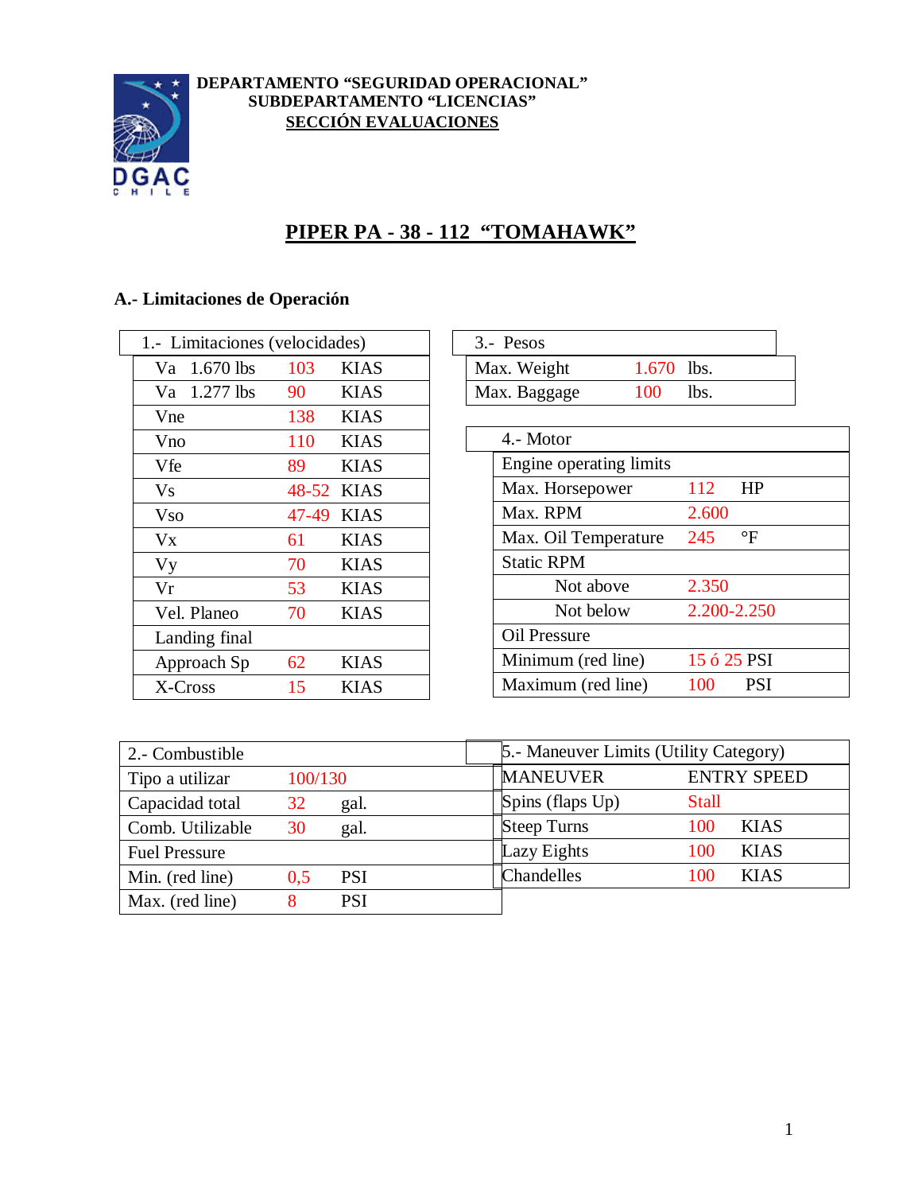**DEPARTAMENTO "SEGURIDAD OPERACIONAL"**
**SUBDEPARTAMENTO "LICENCIAS"**
**SECCIÓN EVALUACIONES**

# PIPER PA - 38 - 112 "TOMAHAWK"

## A.- Limitaciones de Operación

| 1.- Limitaciones (velocidades) | | |
|---|---|---|
| Va 1.670 lbs | 103 | KIAS |
| Va 1.277 lbs | 90 | KIAS |
| Vne | 138 | KIAS |
| Vno | 110 | KIAS |
| Vfe | 89 | KIAS |
| Vs | 48-52 | KIAS |
| Vso | 47-49 | KIAS |
| Vx | 61 | KIAS |
| Vy | 70 | KIAS |
| Vr | 53 | KIAS |
| Vel. Planeo | 70 | KIAS |
| Landing final | | |
| Approach Sp | 62 | KIAS |
| X-Cross | 15 | KIAS |

| 3.- Pesos | | |
|---|---|---|
| Max. Weight | 1.670 | lbs. |
| Max. Baggage | 100 | lbs. |

| 4.- Motor | | |
|---|---|---|
| Engine operating limits | | |
| Max. Horsepower | 112 | HP |
| Max. RPM | 2.600 | |
| Max. Oil Temperature | 245 | °F |
| Static RPM | | |
| Not above | 2.350 | |
| Not below | 2.200-2.250 | |
| Oil Pressure | | |
| Minimum (red line) | 15 ó 25 | PSI |
| Maximum (red line) | 100 | PSI |

| 2.- Combustible | | |
|---|---|---|
| Tipo a utilizar | 100/130 | |
| Capacidad total | 32 | gal. |
| Comb. Utilizable | 30 | gal. |
| Fuel Pressure | | |
| Min. (red line) | 0,5 | PSI |
| Max. (red line) | 8 | PSI |

| 5.- Maneuver Limits (Utility Category) | | |
|---|---|---|
| MANEUVER | ENTRY SPEED | |
| Spins (flaps Up) | Stall | |
| Steep Turns | 100 | KIAS |
| Lazy Eights | 100 | KIAS |
| Chandelles | 100 | KIAS |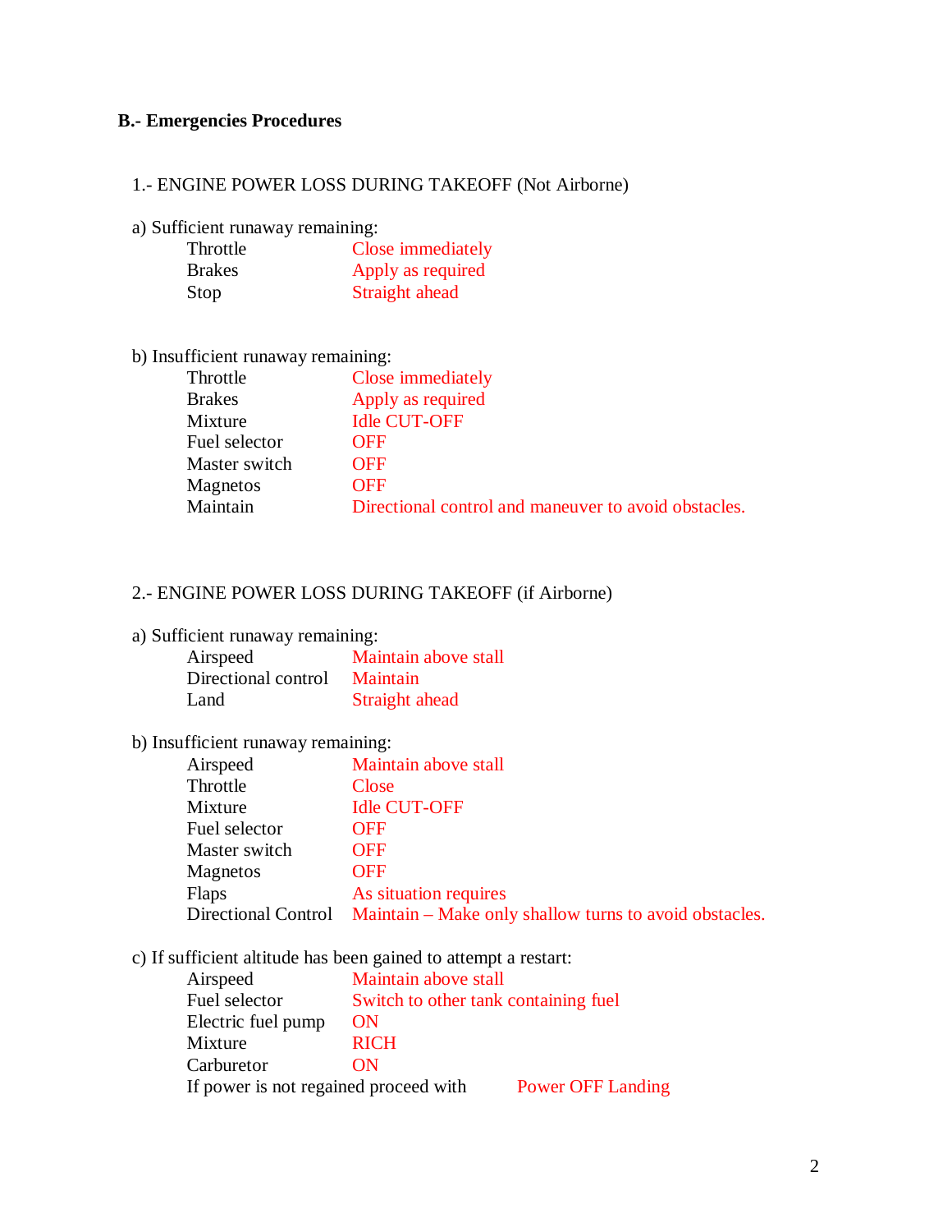## B.- Emergencies Procedures

### 1.- ENGINE POWER LOSS DURING TAKEOFF (Not Airborne)

a) Sufficient runaway remaining:

| | |
|---|---|
| Throttle | Close immediately |
| Brakes | Apply as required |
| Stop | Straight ahead |

b) Insufficient runaway remaining:

| | |
|---|---|
| Throttle | Close immediately |
| Brakes | Apply as required |
| Mixture | Idle CUT-OFF |
| Fuel selector | OFF |
| Master switch | OFF |
| Magnetos | OFF |
| Maintain | Directional control and maneuver to avoid obstacles. |

### 2.- ENGINE POWER LOSS DURING TAKEOFF (if Airborne)

a) Sufficient runaway remaining:

| | |
|---|---|
| Airspeed | Maintain above stall |
| Directional control | Maintain |
| Land | Straight ahead |

b) Insufficient runaway remaining:

| | |
|---|---|
| Airspeed | Maintain above stall |
| Throttle | Close |
| Mixture | Idle CUT-OFF |
| Fuel selector | OFF |
| Master switch | OFF |
| Magnetos | OFF |
| Flaps | As situation requires |
| Directional Control | Maintain – Make only shallow turns to avoid obstacles. |

c) If sufficient altitude has been gained to attempt a restart:

| | |
|---|---|
| Airspeed | Maintain above stall |
| Fuel selector | Switch to other tank containing fuel |
| Electric fuel pump | ON |
| Mixture | RICH |
| Carburetor | ON |
| If power is not regained proceed with | Power OFF Landing |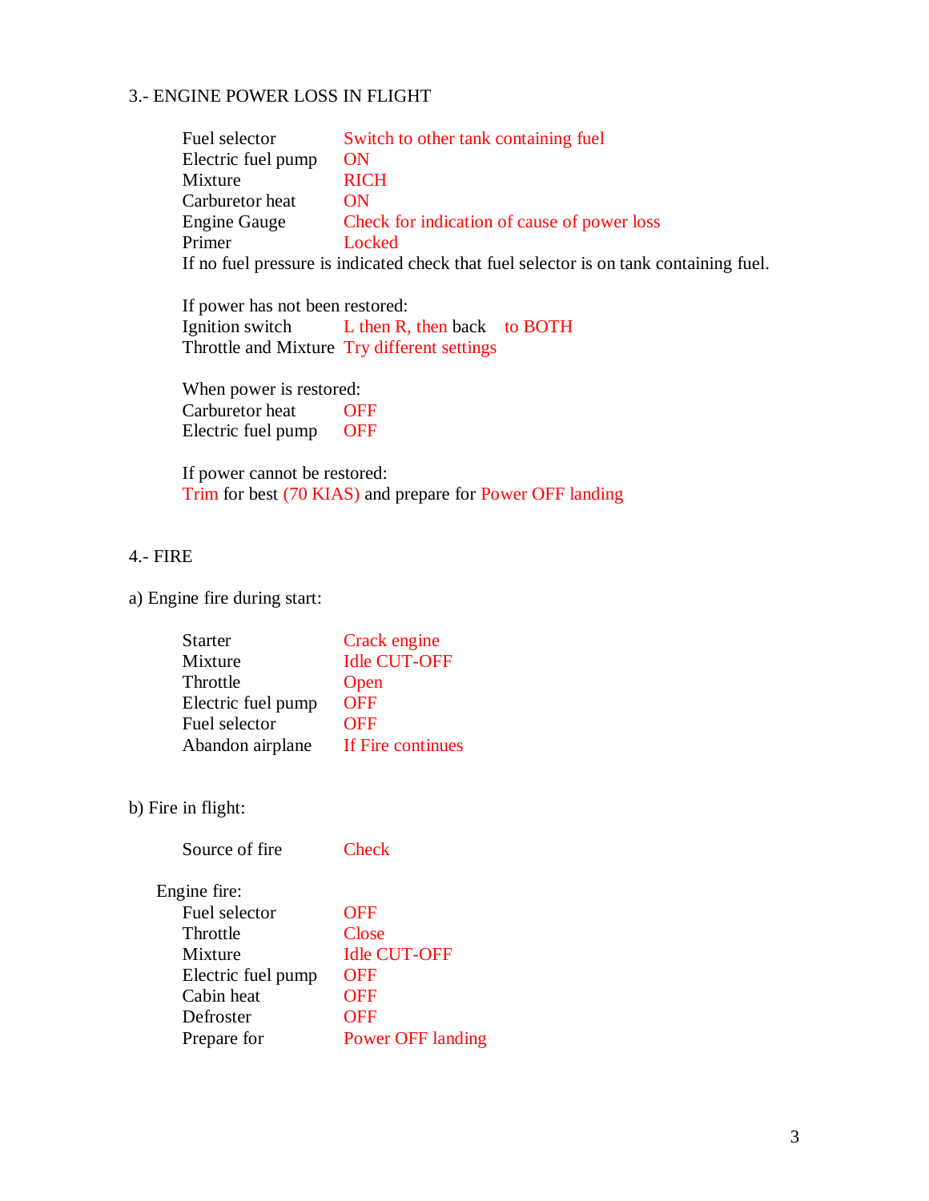## 3.- ENGINE POWER LOSS IN FLIGHT

| | |
|---|---|
| Fuel selector | Switch to other tank containing fuel |
| Electric fuel pump | ON |
| Mixture | RICH |
| Carburetor heat | ON |
| Engine Gauge | Check for indication of cause of power loss |
| Primer | Locked |

If no fuel pressure is indicated check that fuel selector is on tank containing fuel.

If power has not been restored:

| | |
|---|---|
| Ignition switch | L then R, then back to BOTH |
| Throttle and Mixture | Try different settings |

When power is restored:

| | |
|---|---|
| Carburetor heat | OFF |
| Electric fuel pump | OFF |

If power cannot be restored:
Trim for best (70 KIAS) and prepare for Power OFF landing

## 4.- FIRE

a) Engine fire during start:

| | |
|---|---|
| Starter | Crack engine |
| Mixture | Idle CUT-OFF |
| Throttle | Open |
| Electric fuel pump | OFF |
| Fuel selector | OFF |
| Abandon airplane | If Fire continues |

b) Fire in flight:

| | |
|---|---|
| Source of fire | Check |

Engine fire:

| | |
|---|---|
| Fuel selector | OFF |
| Throttle | Close |
| Mixture | Idle CUT-OFF |
| Electric fuel pump | OFF |
| Cabin heat | OFF |
| Defroster | OFF |
| Prepare for | Power OFF landing |